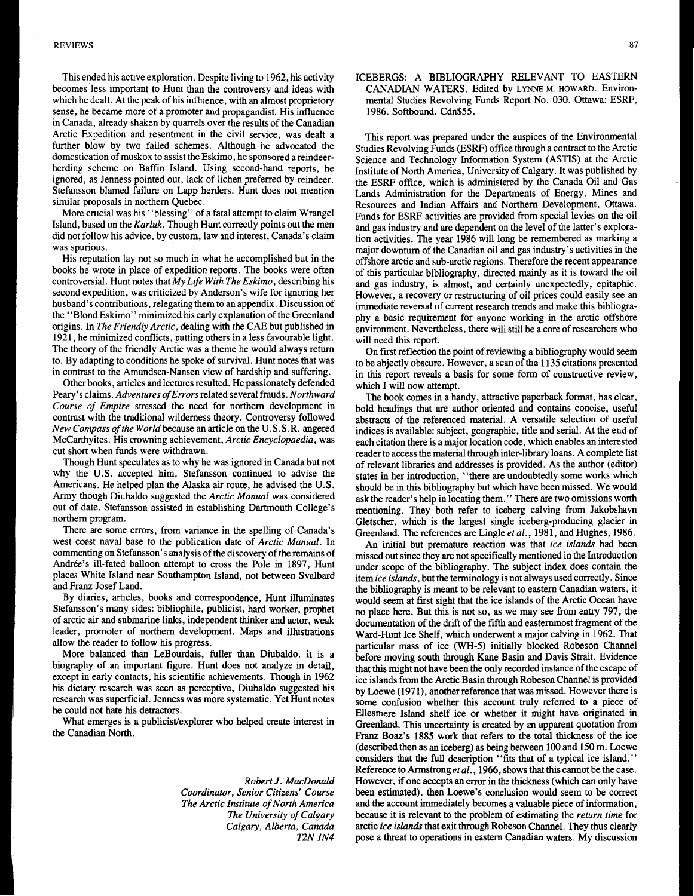This ended his active exploration. Despite living to 1962, his activity becomes less important to Hunt than the controversy and ideas with which he dealt. At the peak of his influence, with an almost proprietory sense, he became more of a promoter and propagandist. His influence in Canada, already shaken by quarrels over the results of the Canadian Arctic Expedition and resentment in the civil service, was dealt a further blow by two failed schemes. Although he advocated the domestication of muskox to assist the Eskimo, he sponsored a reindeer-herding scheme on Baffin Island. Using second-hand reports, he ignored, as Jenness pointed out, lack of lichen preferred by reindeer. Stefansson blamed failure on Lapp herders. Hunt does not mention similar proposals in northern Quebec.

More crucial was his "blessing" of a fatal attempt to claim Wrangel Island, based on the *Karluk*. Though Hunt correctly points out the men did not follow his advice, by custom, law and interest, Canada's claim was spurious.

His reputation lay not so much in what he accomplished but in the books he wrote in place of expedition reports. The books were often controversial. Hunt notes that *My Life With The Eskimo*, describing his second expedition, was criticized by Anderson's wife for ignoring her husband's contributions, relegating them to an appendix. Discussion of the "Blond Eskimo" minimized his early explanation of the Greenland origins. In *The Friendly Arctic*, dealing with the CAE but published in 1921, he minimized conflicts, putting others in a less favourable light. The theory of the friendly Arctic was a theme he would always return to. By adapting to conditions he spoke of survival. Hunt notes that was in contrast to the Amundsen-Nansen view of hardship and suffering.

Other books, articles and lectures resulted. He passionately defended Peary's claims. *Adventures of Errors* related several frauds. *Northward Course of Empire* stressed the need for northern development in contrast with the traditional wilderness theory. Controversy followed *New Compass of the World* because an article on the U.S.S.R. angered McCarthyites. His crowning achievement, *Arctic Encyclopaedia*, was cut short when funds were withdrawn.

Though Hunt speculates as to why he was ignored in Canada but not why the U.S. accepted him, Stefansson continued to advise the Americans. He helped plan the Alaska air route, he advised the U.S. Army though Diubaldo suggested the *Arctic Manual* was considered out of date. Stefansson assisted in establishing Dartmouth College's northern program.

There are some errors, from variance in the spelling of Canada's west coast naval base to the publication date of *Arctic Manual*. In commenting on Stefansson's analysis of the discovery of the remains of Andrée's ill-fated balloon attempt to cross the Pole in 1897, Hunt places White Island near Southampton Island, not between Svalbard and Franz Josef Land.

By diaries, articles, books and correspondence, Hunt illuminates Stefansson's many sides: bibliophile, publicist, hard worker, prophet of arctic air and submarine links, independent thinker and actor, weak leader, promoter of northern development. Maps and illustrations allow the reader to follow his progress.

More balanced than LeBourdais, fuller than Diubaldo, it is a biography of an important figure. Hunt does not analyze in detail, except in early contacts, his scientific achievements. Though in 1962 his dietary research was seen as perceptive, Diubaldo suggested his research was superficial. Jenness was more systematic. Yet Hunt notes he could not hate his detractors.

What emerges is a publicist/explorer who helped create interest in the Canadian North.

*Robert J. MacDonald*
*Coordinator, Senior Citizens' Course*
*The Arctic Institute of North America*
*The University of Calgary*
*Calgary, Alberta, Canada*
*T2N 1N4*

ICEBERGS: A BIBLIOGRAPHY RELEVANT TO EASTERN CANADIAN WATERS. Edited by LYNNE M. HOWARD. Environmental Studies Revolving Funds Report No. 030. Ottawa: ESRF, 1986. Softbound. Cdn$55.

This report was prepared under the auspices of the Environmental Studies Revolving Funds (ESRF) office through a contract to the Arctic Science and Technology Information System (ASTIS) at the Arctic Institute of North America, University of Calgary. It was published by the ESRF office, which is administered by the Canada Oil and Gas Lands Administration for the Departments of Energy, Mines and Resources and Indian Affairs and Northern Development, Ottawa. Funds for ESRF activities are provided from special levies on the oil and gas industry and are dependent on the level of the latter's exploration activities. The year 1986 will long be remembered as marking a major downturn of the Canadian oil and gas industry's activities in the offshore arctic and sub-arctic regions. Therefore the recent appearance of this particular bibliography, directed mainly as it is toward the oil and gas industry, is almost, and certainly unexpectedly, epitaphic. However, a recovery or restructuring of oil prices could easily see an immediate reversal of current research trends and make this bibliography a basic requirement for anyone working in the arctic offshore environment. Nevertheless, there will still be a core of researchers who will need this report.

On first reflection the point of reviewing a bibliography would seem to be abjectly obscure. However, a scan of the 1135 citations presented in this report reveals a basis for some form of constructive review, which I will now attempt.

The book comes in a handy, attractive paperback format, has clear, bold headings that are author oriented and contains concise, useful abstracts of the referenced material. A versatile selection of useful indices is available: subject, geographic, title and serial. At the end of each citation there is a major location code, which enables an interested reader to access the material through inter-library loans. A complete list of relevant libraries and addresses is provided. As the author (editor) states in her introduction, "there are undoubtedly some works which should be in this bibliography but which have been missed. We would ask the reader's help in locating them." There are two omissions worth mentioning. They both refer to iceberg calving from Jakobshavn Gletscher, which is the largest single iceberg-producing glacier in Greenland. The references are Lingle *et al.*, 1981, and Hughes, 1986.

An initial but premature reaction was that *ice islands* had been missed out since they are not specifically mentioned in the Introduction under scope of the bibliography. The subject index does contain the item *ice islands*, but the terminology is not always used correctly. Since the bibliography is meant to be relevant to eastern Canadian waters, it would seem at first sight that the ice islands of the Arctic Ocean have no place here. But this is not so, as we may see from entry 797, the documentation of the drift of the fifth and easternmost fragment of the Ward-Hunt Ice Shelf, which underwent a major calving in 1962. That particular mass of ice (WH-5) initially blocked Robeson Channel before moving south through Kane Basin and Davis Strait. Evidence that this might not have been the only recorded instance of the escape of ice islands from the Arctic Basin through Robeson Channel is provided by Loewe (1971), another reference that was missed. However there is some confusion whether this account truly referred to a piece of Ellesmere Island shelf ice or whether it might have originated in Greenland. This uncertainty is created by an apparent quotation from Franz Boaz's 1885 work that refers to the total thickness of the ice (described then as an iceberg) as being between 100 and 150 m. Loewe considers that the full description "fits that of a typical ice island." Reference to Armstrong *et al.*, 1966, shows that this cannot be the case. However, if one accepts an error in the thickness (which can only have been estimated), then Loewe's conclusion would seem to be correct and the account immediately becomes a valuable piece of information, because it is relevant to the problem of estimating the *return time* for arctic *ice islands* that exit through Robeson Channel. They thus clearly pose a threat to operations in eastern Canadian waters. My discussion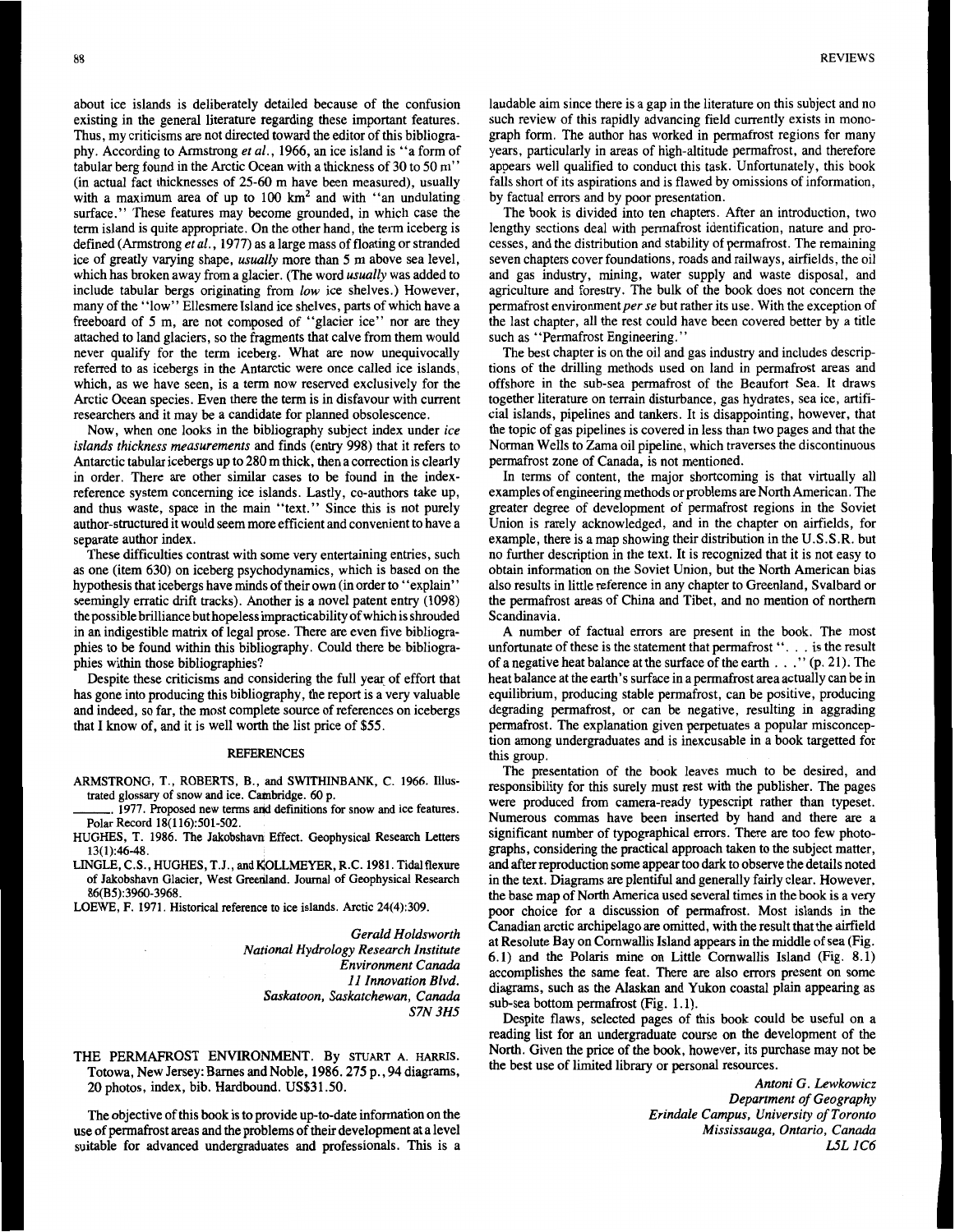about ice islands is deliberately detailed because of the confusion existing in the general literature regarding these important features. Thus, my criticisms are not directed toward the editor of this bibliography. According to Armstrong *et al.*, 1966, an ice island is "a form of tabular berg found in the Arctic Ocean with a thickness of 30 to 50 m" (in actual fact thicknesses of 25-60 m have been measured), usually with a maximum area of up to 100 $km^2$ and with "an undulating surface." These features may become grounded, in which case the term island is quite appropriate. On the other hand, the term iceberg is defined (Armstrong *et al.*, 1977) as a large mass of floating or stranded ice of greatly varying shape, *usually* more than 5 m above sea level, which has broken away from a glacier. (The word *usually* was added to include tabular bergs originating from *low* ice shelves.) However, many of the "low" Ellesmere Island ice shelves, parts of which have a freeboard of 5 m, are not composed of "glacier ice" nor are they attached to land glaciers, so the fragments that calve from them would never qualify for the term iceberg. What are now unequivocally referred to as icebergs in the Antarctic were once called ice islands, which, as we have seen, is a term now reserved exclusively for the Arctic Ocean species. Even there the term is in disfavour with current researchers and it may be a candidate for planned obsolescence.

Now, when one looks in the bibliography subject index under *ice islands thickness measurements* and finds (entry 998) that it refers to Antarctic tabular icebergs up to 280 m thick, then a correction is clearly in order. There are other similar cases to be found in the index-reference system concerning ice islands. Lastly, co-authors take up, and thus waste, space in the main "text." Since this is not purely author-structured it would seem more efficient and convenient to have a separate author index.

These difficulties contrast with some very entertaining entries, such as one (item 630) on iceberg psychodynamics, which is based on the hypothesis that icebergs have minds of their own (in order to "explain" seemingly erratic drift tracks). Another is a novel patent entry (1098) the possible brilliance but hopeless impracticability of which is shrouded in an indigestible matrix of legal prose. There are even five bibliographies to be found within this bibliography. Could there be bibliographies within those bibliographies?

Despite these criticisms and considering the full year of effort that has gone into producing this bibliography, the report is a very valuable and indeed, so far, the most complete source of references on icebergs that I know of, and it is well worth the list price of $55.

## REFERENCES

ARMSTRONG, T., ROBERTS, B., and SWITHINBANK, C. 1966. Illustrated glossary of snow and ice. Cambridge. 60 p.

———. 1977. Proposed new terms and definitions for snow and ice features. Polar Record 18(116):501-502.

HUGHES, T. 1986. The Jakobshavn Effect. Geophysical Research Letters 13(1):46-48.

LINGLE, C.S., HUGHES, T.J., and KOLLMEYER, R.C. 1981. Tidal flexure of Jakobshavn Glacier, West Greenland. Journal of Geophysical Research 86(B5):3960-3968.

LOEWE, F. 1971. Historical reference to ice islands. Arctic 24(4):309.

*Gerald Holdsworth*
*National Hydrology Research Institute*
*Environment Canada*
*11 Innovation Blvd.*
*Saskatoon, Saskatchewan, Canada*
*S7N 3H5*

THE PERMAFROST ENVIRONMENT. By STUART A. HARRIS. Totowa, New Jersey: Barnes and Noble, 1986. 275 p., 94 diagrams, 20 photos, index, bib. Hardbound. US$31.50.

The objective of this book is to provide up-to-date information on the use of permafrost areas and the problems of their development at a level suitable for advanced undergraduates and professionals. This is a laudable aim since there is a gap in the literature on this subject and no such review of this rapidly advancing field currently exists in monograph form. The author has worked in permafrost regions for many years, particularly in areas of high-altitude permafrost, and therefore appears well qualified to conduct this task. Unfortunately, this book falls short of its aspirations and is flawed by omissions of information, by factual errors and by poor presentation.

The book is divided into ten chapters. After an introduction, two lengthy sections deal with permafrost identification, nature and processes, and the distribution and stability of permafrost. The remaining seven chapters cover foundations, roads and railways, airfields, the oil and gas industry, mining, water supply and waste disposal, and agriculture and forestry. The bulk of the book does not concern the permafrost environment *per se* but rather its use. With the exception of the last chapter, all the rest could have been covered better by a title such as "Permafrost Engineering."

The best chapter is on the oil and gas industry and includes descriptions of the drilling methods used on land in permafrost areas and offshore in the sub-sea permafrost of the Beaufort Sea. It draws together literature on terrain disturbance, gas hydrates, sea ice, artificial islands, pipelines and tankers. It is disappointing, however, that the topic of gas pipelines is covered in less than two pages and that the Norman Wells to Zama oil pipeline, which traverses the discontinuous permafrost zone of Canada, is not mentioned.

In terms of content, the major shortcoming is that virtually all examples of engineering methods or problems are North American. The greater degree of development of permafrost regions in the Soviet Union is rarely acknowledged, and in the chapter on airfields, for example, there is a map showing their distribution in the U.S.S.R. but no further description in the text. It is recognized that it is not easy to obtain information on the Soviet Union, but the North American bias also results in little reference in any chapter to Greenland, Svalbard or the permafrost areas of China and Tibet, and no mention of northern Scandinavia.

A number of factual errors are present in the book. The most unfortunate of these is the statement that permafrost ". . . is the result of a negative heat balance at the surface of the earth . . ." (p. 21). The heat balance at the earth's surface in a permafrost area actually can be in equilibrium, producing stable permafrost, can be positive, producing degrading permafrost, or can be negative, resulting in aggrading permafrost. The explanation given perpetuates a popular misconception among undergraduates and is inexcusable in a book targetted for this group.

The presentation of the book leaves much to be desired, and responsibility for this surely must rest with the publisher. The pages were produced from camera-ready typescript rather than typeset. Numerous commas have been inserted by hand and there are a significant number of typographical errors. There are too few photographs, considering the practical approach taken to the subject matter, and after reproduction some appear too dark to observe the details noted in the text. Diagrams are plentiful and generally fairly clear. However, the base map of North America used several times in the book is a very poor choice for a discussion of permafrost. Most islands in the Canadian arctic archipelago are omitted, with the result that the airfield at Resolute Bay on Cornwallis Island appears in the middle of sea (Fig. 6.1) and the Polaris mine on Little Cornwallis Island (Fig. 8.1) accomplishes the same feat. There are also errors present on some diagrams, such as the Alaskan and Yukon coastal plain appearing as sub-sea bottom permafrost (Fig. 1.1).

Despite flaws, selected pages of this book could be useful on a reading list for an undergraduate course on the development of the North. Given the price of the book, however, its purchase may not be the best use of limited library or personal resources.

*Antoni G. Lewkowicz*
*Department of Geography*
*Erindale Campus, University of Toronto*
*Mississauga, Ontario, Canada*
*L5L 1C6*